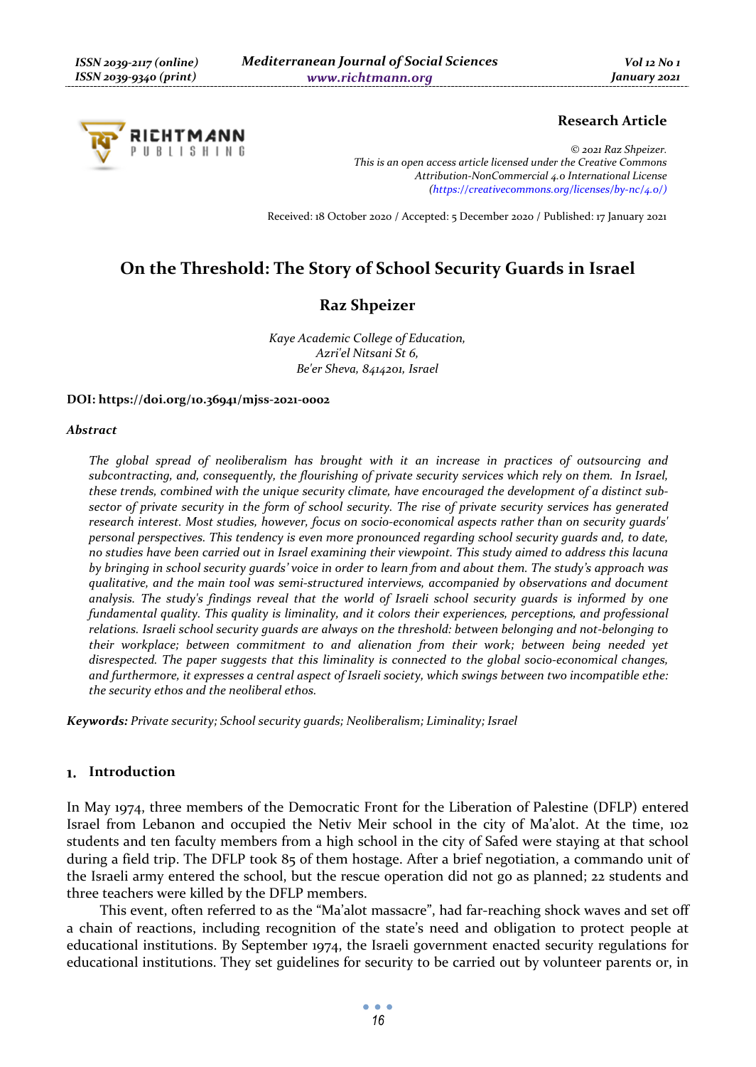**Research Article**

© 2021 Raz Shpeizer.
*This is an open access article licensed under the Creative Commons Attribution-NonCommercial 4.0 International License (https://creativecommons.org/licenses/by-nc/4.0/)*

Received: 18 October 2020 / Accepted: 5 December 2020 / Published: 17 January 2021

# On the Threshold: The Story of School Security Guards in Israel

## Raz Shpeizer

*Kaye Academic College of Education,*
*Azri'el Nitsani St 6,*
*Be'er Sheva, 8414201, Israel*

**DOI: https://doi.org/10.36941/mjss-2021-0002**

***Abstract***

*The global spread of neoliberalism has brought with it an increase in practices of outsourcing and subcontracting, and, consequently, the flourishing of private security services which rely on them. In Israel, these trends, combined with the unique security climate, have encouraged the development of a distinct sub-sector of private security in the form of school security. The rise of private security services has generated research interest. Most studies, however, focus on socio-economical aspects rather than on security guards' personal perspectives. This tendency is even more pronounced regarding school security guards and, to date, no studies have been carried out in Israel examining their viewpoint. This study aimed to address this lacuna by bringing in school security guards' voice in order to learn from and about them. The study's approach was qualitative, and the main tool was semi-structured interviews, accompanied by observations and document analysis. The study's findings reveal that the world of Israeli school security guards is informed by one fundamental quality. This quality is liminality, and it colors their experiences, perceptions, and professional relations. Israeli school security guards are always on the threshold: between belonging and not-belonging to their workplace; between commitment to and alienation from their work; between being needed yet disrespected. The paper suggests that this liminality is connected to the global socio-economical changes, and furthermore, it expresses a central aspect of Israeli society, which swings between two incompatible ethe: the security ethos and the neoliberal ethos.*

***Keywords:*** *Private security; School security guards; Neoliberalism; Liminality; Israel*

## 1. Introduction

In May 1974, three members of the Democratic Front for the Liberation of Palestine (DFLP) entered Israel from Lebanon and occupied the Netiv Meir school in the city of Ma'alot. At the time, 102 students and ten faculty members from a high school in the city of Safed were staying at that school during a field trip. The DFLP took 85 of them hostage. After a brief negotiation, a commando unit of the Israeli army entered the school, but the rescue operation did not go as planned; 22 students and three teachers were killed by the DFLP members.

This event, often referred to as the "Ma'alot massacre", had far-reaching shock waves and set off a chain of reactions, including recognition of the state's need and obligation to protect people at educational institutions. By September 1974, the Israeli government enacted security regulations for educational institutions. They set guidelines for security to be carried out by volunteer parents or, in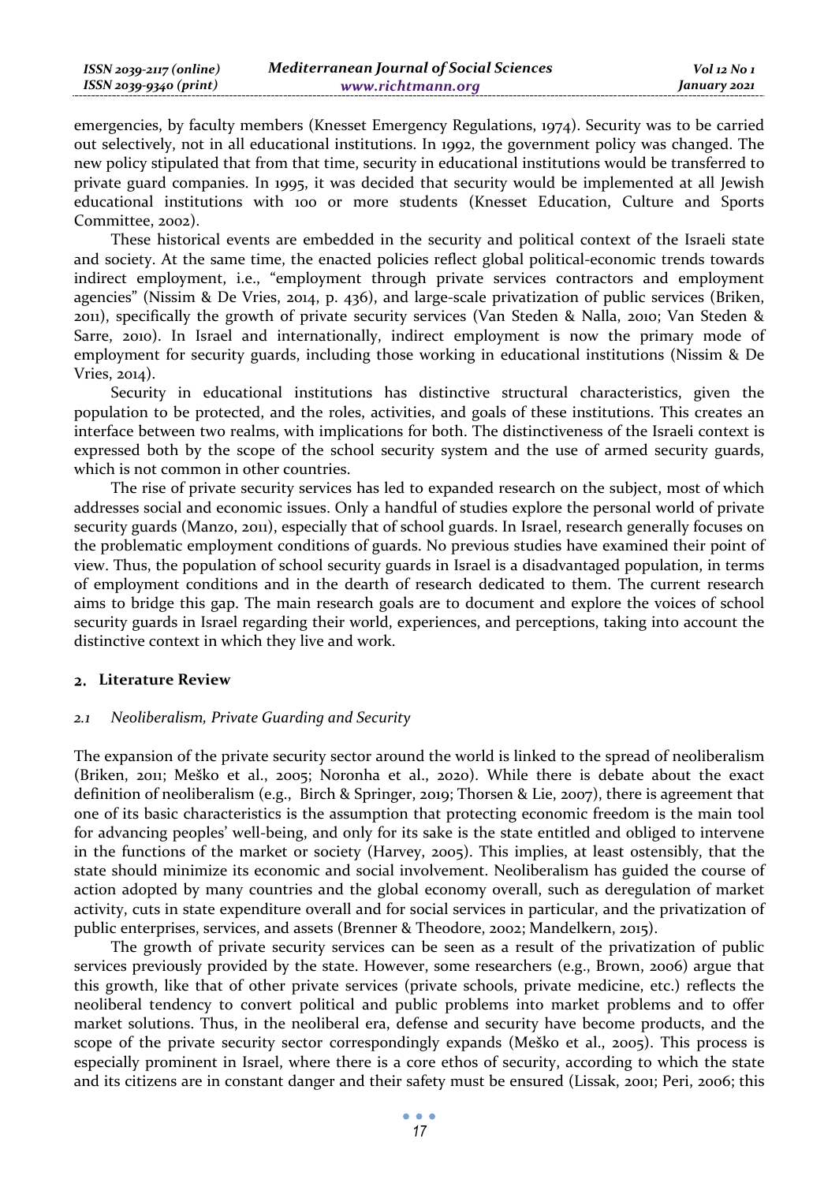emergencies, by faculty members (Knesset Emergency Regulations, 1974). Security was to be carried out selectively, not in all educational institutions. In 1992, the government policy was changed. The new policy stipulated that from that time, security in educational institutions would be transferred to private guard companies. In 1995, it was decided that security would be implemented at all Jewish educational institutions with 100 or more students (Knesset Education, Culture and Sports Committee, 2002).

These historical events are embedded in the security and political context of the Israeli state and society. At the same time, the enacted policies reflect global political-economic trends towards indirect employment, i.e., "employment through private services contractors and employment agencies" (Nissim & De Vries, 2014, p. 436), and large-scale privatization of public services (Briken, 2011), specifically the growth of private security services (Van Steden & Nalla, 2010; Van Steden & Sarre, 2010). In Israel and internationally, indirect employment is now the primary mode of employment for security guards, including those working in educational institutions (Nissim & De Vries, 2014).

Security in educational institutions has distinctive structural characteristics, given the population to be protected, and the roles, activities, and goals of these institutions. This creates an interface between two realms, with implications for both. The distinctiveness of the Israeli context is expressed both by the scope of the school security system and the use of armed security guards, which is not common in other countries.

The rise of private security services has led to expanded research on the subject, most of which addresses social and economic issues. Only a handful of studies explore the personal world of private security guards (Manzo, 2011), especially that of school guards. In Israel, research generally focuses on the problematic employment conditions of guards. No previous studies have examined their point of view. Thus, the population of school security guards in Israel is a disadvantaged population, in terms of employment conditions and in the dearth of research dedicated to them. The current research aims to bridge this gap. The main research goals are to document and explore the voices of school security guards in Israel regarding their world, experiences, and perceptions, taking into account the distinctive context in which they live and work.

## 2. Literature Review

### *2.1 Neoliberalism, Private Guarding and Security*

The expansion of the private security sector around the world is linked to the spread of neoliberalism (Briken, 2011; Meško et al., 2005; Noronha et al., 2020). While there is debate about the exact definition of neoliberalism (e.g., Birch & Springer, 2019; Thorsen & Lie, 2007), there is agreement that one of its basic characteristics is the assumption that protecting economic freedom is the main tool for advancing peoples' well-being, and only for its sake is the state entitled and obliged to intervene in the functions of the market or society (Harvey, 2005). This implies, at least ostensibly, that the state should minimize its economic and social involvement. Neoliberalism has guided the course of action adopted by many countries and the global economy overall, such as deregulation of market activity, cuts in state expenditure overall and for social services in particular, and the privatization of public enterprises, services, and assets (Brenner & Theodore, 2002; Mandelkern, 2015).

The growth of private security services can be seen as a result of the privatization of public services previously provided by the state. However, some researchers (e.g., Brown, 2006) argue that this growth, like that of other private services (private schools, private medicine, etc.) reflects the neoliberal tendency to convert political and public problems into market problems and to offer market solutions. Thus, in the neoliberal era, defense and security have become products, and the scope of the private security sector correspondingly expands (Meško et al., 2005). This process is especially prominent in Israel, where there is a core ethos of security, according to which the state and its citizens are in constant danger and their safety must be ensured (Lissak, 2001; Peri, 2006; this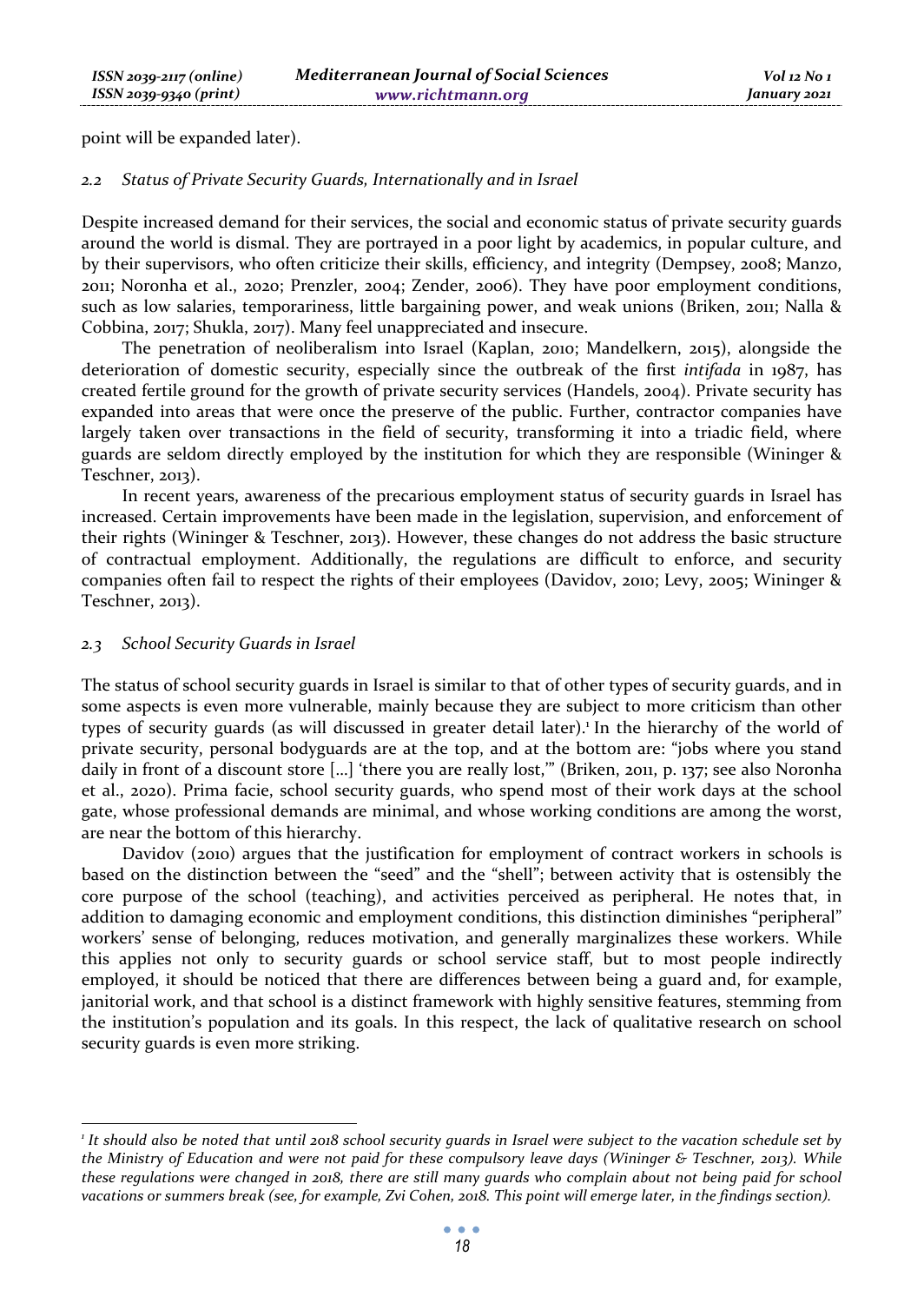point will be expanded later).

### 2.2 Status of Private Security Guards, Internationally and in Israel

Despite increased demand for their services, the social and economic status of private security guards around the world is dismal. They are portrayed in a poor light by academics, in popular culture, and by their supervisors, who often criticize their skills, efficiency, and integrity (Dempsey, 2008; Manzo, 2011; Noronha et al., 2020; Prenzler, 2004; Zender, 2006). They have poor employment conditions, such as low salaries, temporariness, little bargaining power, and weak unions (Briken, 2011; Nalla & Cobbina, 2017; Shukla, 2017). Many feel unappreciated and insecure.

The penetration of neoliberalism into Israel (Kaplan, 2010; Mandelkern, 2015), alongside the deterioration of domestic security, especially since the outbreak of the first *intifada* in 1987, has created fertile ground for the growth of private security services (Handels, 2004). Private security has expanded into areas that were once the preserve of the public. Further, contractor companies have largely taken over transactions in the field of security, transforming it into a triadic field, where guards are seldom directly employed by the institution for which they are responsible (Wininger & Teschner, 2013).

In recent years, awareness of the precarious employment status of security guards in Israel has increased. Certain improvements have been made in the legislation, supervision, and enforcement of their rights (Wininger & Teschner, 2013). However, these changes do not address the basic structure of contractual employment. Additionally, the regulations are difficult to enforce, and security companies often fail to respect the rights of their employees (Davidov, 2010; Levy, 2005; Wininger & Teschner, 2013).

### 2.3 School Security Guards in Israel

The status of school security guards in Israel is similar to that of other types of security guards, and in some aspects is even more vulnerable, mainly because they are subject to more criticism than other types of security guards (as will discussed in greater detail later).[1] In the hierarchy of the world of private security, personal bodyguards are at the top, and at the bottom are: "jobs where you stand daily in front of a discount store […] 'there you are really lost,'" (Briken, 2011, p. 137; see also Noronha et al., 2020). Prima facie, school security guards, who spend most of their work days at the school gate, whose professional demands are minimal, and whose working conditions are among the worst, are near the bottom of this hierarchy.

Davidov (2010) argues that the justification for employment of contract workers in schools is based on the distinction between the "seed" and the "shell"; between activity that is ostensibly the core purpose of the school (teaching), and activities perceived as peripheral. He notes that, in addition to damaging economic and employment conditions, this distinction diminishes "peripheral" workers' sense of belonging, reduces motivation, and generally marginalizes these workers. While this applies not only to security guards or school service staff, but to most people indirectly employed, it should be noticed that there are differences between being a guard and, for example, janitorial work, and that school is a distinct framework with highly sensitive features, stemming from the institution's population and its goals. In this respect, the lack of qualitative research on school security guards is even more striking.

---

[1] *It should also be noted that until 2018 school security guards in Israel were subject to the vacation schedule set by the Ministry of Education and were not paid for these compulsory leave days (Wininger & Teschner, 2013). While these regulations were changed in 2018, there are still many guards who complain about not being paid for school vacations or summers break (see, for example, Zvi Cohen, 2018. This point will emerge later, in the findings section).*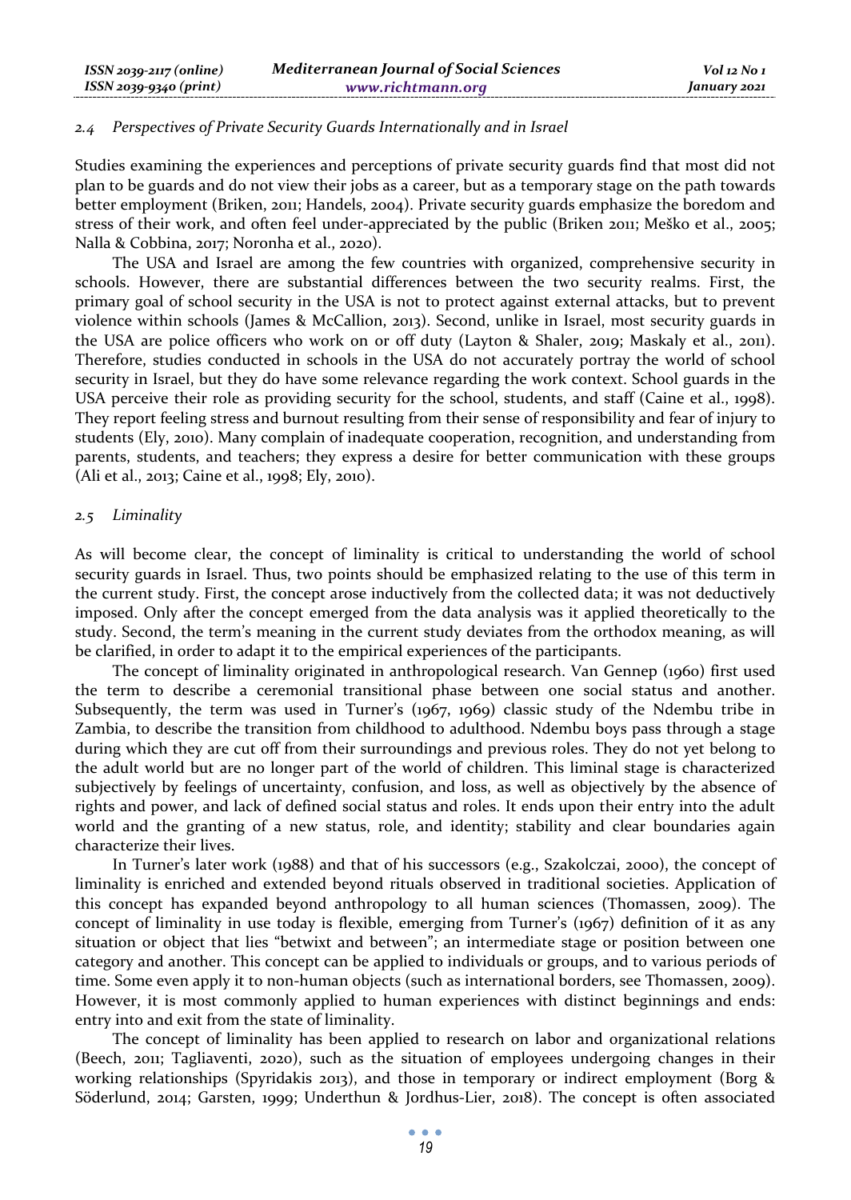### 2.4 *Perspectives of Private Security Guards Internationally and in Israel*

Studies examining the experiences and perceptions of private security guards find that most did not plan to be guards and do not view their jobs as a career, but as a temporary stage on the path towards better employment (Briken, 2011; Handels, 2004). Private security guards emphasize the boredom and stress of their work, and often feel under-appreciated by the public (Briken 2011; Meško et al., 2005; Nalla & Cobbina, 2017; Noronha et al., 2020).

The USA and Israel are among the few countries with organized, comprehensive security in schools. However, there are substantial differences between the two security realms. First, the primary goal of school security in the USA is not to protect against external attacks, but to prevent violence within schools (James & McCallion, 2013). Second, unlike in Israel, most security guards in the USA are police officers who work on or off duty (Layton & Shaler, 2019; Maskaly et al., 2011). Therefore, studies conducted in schools in the USA do not accurately portray the world of school security in Israel, but they do have some relevance regarding the work context. School guards in the USA perceive their role as providing security for the school, students, and staff (Caine et al., 1998). They report feeling stress and burnout resulting from their sense of responsibility and fear of injury to students (Ely, 2010). Many complain of inadequate cooperation, recognition, and understanding from parents, students, and teachers; they express a desire for better communication with these groups (Ali et al., 2013; Caine et al., 1998; Ely, 2010).

### 2.5 *Liminality*

As will become clear, the concept of liminality is critical to understanding the world of school security guards in Israel. Thus, two points should be emphasized relating to the use of this term in the current study. First, the concept arose inductively from the collected data; it was not deductively imposed. Only after the concept emerged from the data analysis was it applied theoretically to the study. Second, the term's meaning in the current study deviates from the orthodox meaning, as will be clarified, in order to adapt it to the empirical experiences of the participants.

The concept of liminality originated in anthropological research. Van Gennep (1960) first used the term to describe a ceremonial transitional phase between one social status and another. Subsequently, the term was used in Turner's (1967, 1969) classic study of the Ndembu tribe in Zambia, to describe the transition from childhood to adulthood. Ndembu boys pass through a stage during which they are cut off from their surroundings and previous roles. They do not yet belong to the adult world but are no longer part of the world of children. This liminal stage is characterized subjectively by feelings of uncertainty, confusion, and loss, as well as objectively by the absence of rights and power, and lack of defined social status and roles. It ends upon their entry into the adult world and the granting of a new status, role, and identity; stability and clear boundaries again characterize their lives.

In Turner's later work (1988) and that of his successors (e.g., Szakolczai, 2000), the concept of liminality is enriched and extended beyond rituals observed in traditional societies. Application of this concept has expanded beyond anthropology to all human sciences (Thomassen, 2009). The concept of liminality in use today is flexible, emerging from Turner's (1967) definition of it as any situation or object that lies "betwixt and between"; an intermediate stage or position between one category and another. This concept can be applied to individuals or groups, and to various periods of time. Some even apply it to non-human objects (such as international borders, see Thomassen, 2009). However, it is most commonly applied to human experiences with distinct beginnings and ends: entry into and exit from the state of liminality.

The concept of liminality has been applied to research on labor and organizational relations (Beech, 2011; Tagliaventi, 2020), such as the situation of employees undergoing changes in their working relationships (Spyridakis 2013), and those in temporary or indirect employment (Borg & Söderlund, 2014; Garsten, 1999; Underthun & Jordhus-Lier, 2018). The concept is often associated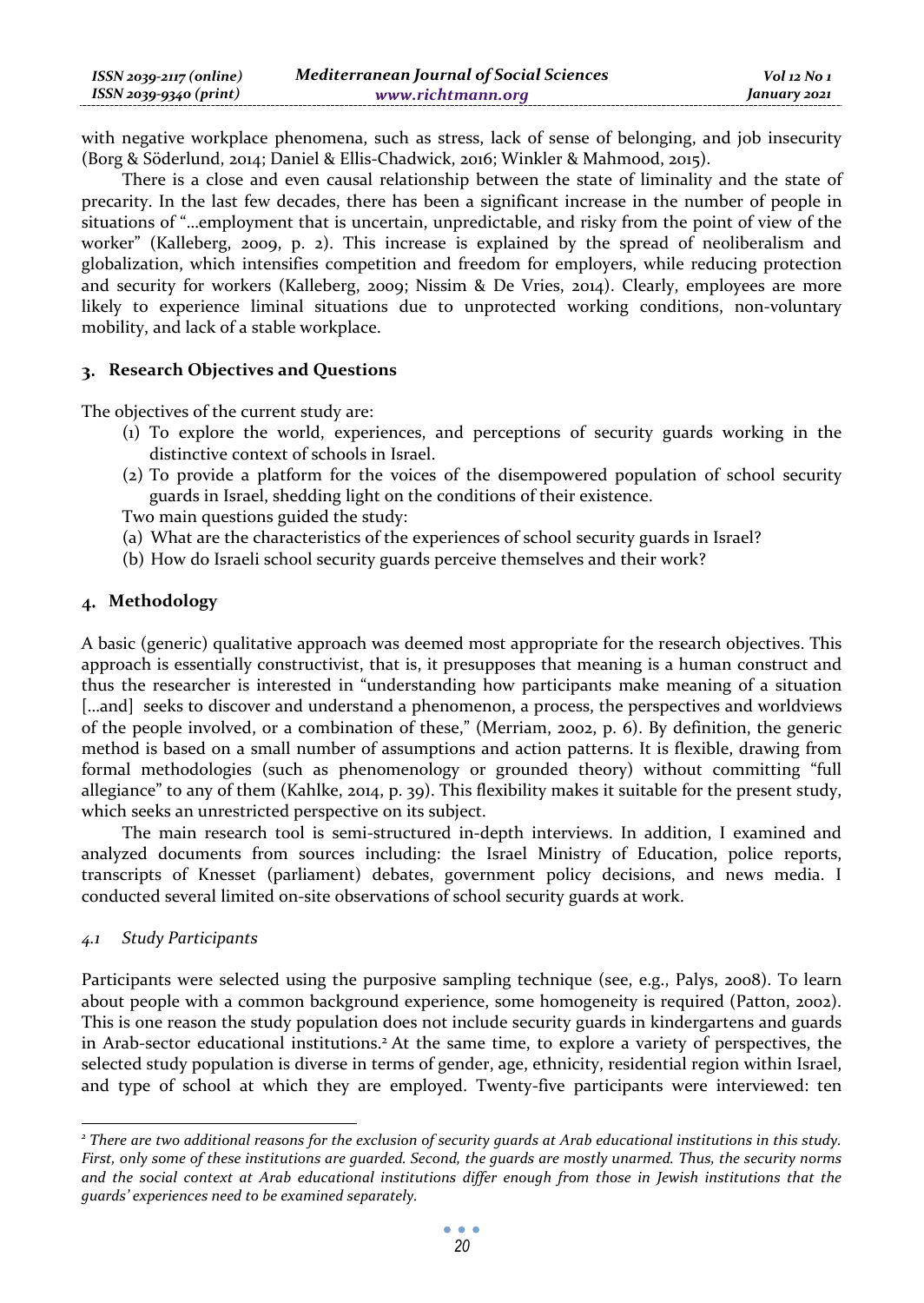with negative workplace phenomena, such as stress, lack of sense of belonging, and job insecurity (Borg & Söderlund, 2014; Daniel & Ellis-Chadwick, 2016; Winkler & Mahmood, 2015).

There is a close and even causal relationship between the state of liminality and the state of precarity. In the last few decades, there has been a significant increase in the number of people in situations of "…employment that is uncertain, unpredictable, and risky from the point of view of the worker" (Kalleberg, 2009, p. 2). This increase is explained by the spread of neoliberalism and globalization, which intensifies competition and freedom for employers, while reducing protection and security for workers (Kalleberg, 2009; Nissim & De Vries, 2014). Clearly, employees are more likely to experience liminal situations due to unprotected working conditions, non-voluntary mobility, and lack of a stable workplace.

## 3. Research Objectives and Questions

The objectives of the current study are:

(1) To explore the world, experiences, and perceptions of security guards working in the distinctive context of schools in Israel.
(2) To provide a platform for the voices of the disempowered population of school security guards in Israel, shedding light on the conditions of their existence.

Two main questions guided the study:

(a) What are the characteristics of the experiences of school security guards in Israel?
(b) How do Israeli school security guards perceive themselves and their work?

## 4. Methodology

A basic (generic) qualitative approach was deemed most appropriate for the research objectives. This approach is essentially constructivist, that is, it presupposes that meaning is a human construct and thus the researcher is interested in "understanding how participants make meaning of a situation […and] seeks to discover and understand a phenomenon, a process, the perspectives and worldviews of the people involved, or a combination of these," (Merriam, 2002, p. 6). By definition, the generic method is based on a small number of assumptions and action patterns. It is flexible, drawing from formal methodologies (such as phenomenology or grounded theory) without committing "full allegiance" to any of them (Kahlke, 2014, p. 39). This flexibility makes it suitable for the present study, which seeks an unrestricted perspective on its subject.

The main research tool is semi-structured in-depth interviews. In addition, I examined and analyzed documents from sources including: the Israel Ministry of Education, police reports, transcripts of Knesset (parliament) debates, government policy decisions, and news media. I conducted several limited on-site observations of school security guards at work.

### 4.1 Study Participants

Participants were selected using the purposive sampling technique (see, e.g., Palys, 2008). To learn about people with a common background experience, some homogeneity is required (Patton, 2002). This is one reason the study population does not include security guards in kindergartens and guards in Arab-sector educational institutions.[2] At the same time, to explore a variety of perspectives, the selected study population is diverse in terms of gender, age, ethnicity, residential region within Israel, and type of school at which they are employed. Twenty-five participants were interviewed: ten

---

*[2] There are two additional reasons for the exclusion of security guards at Arab educational institutions in this study. First, only some of these institutions are guarded. Second, the guards are mostly unarmed. Thus, the security norms and the social context at Arab educational institutions differ enough from those in Jewish institutions that the guards' experiences need to be examined separately.*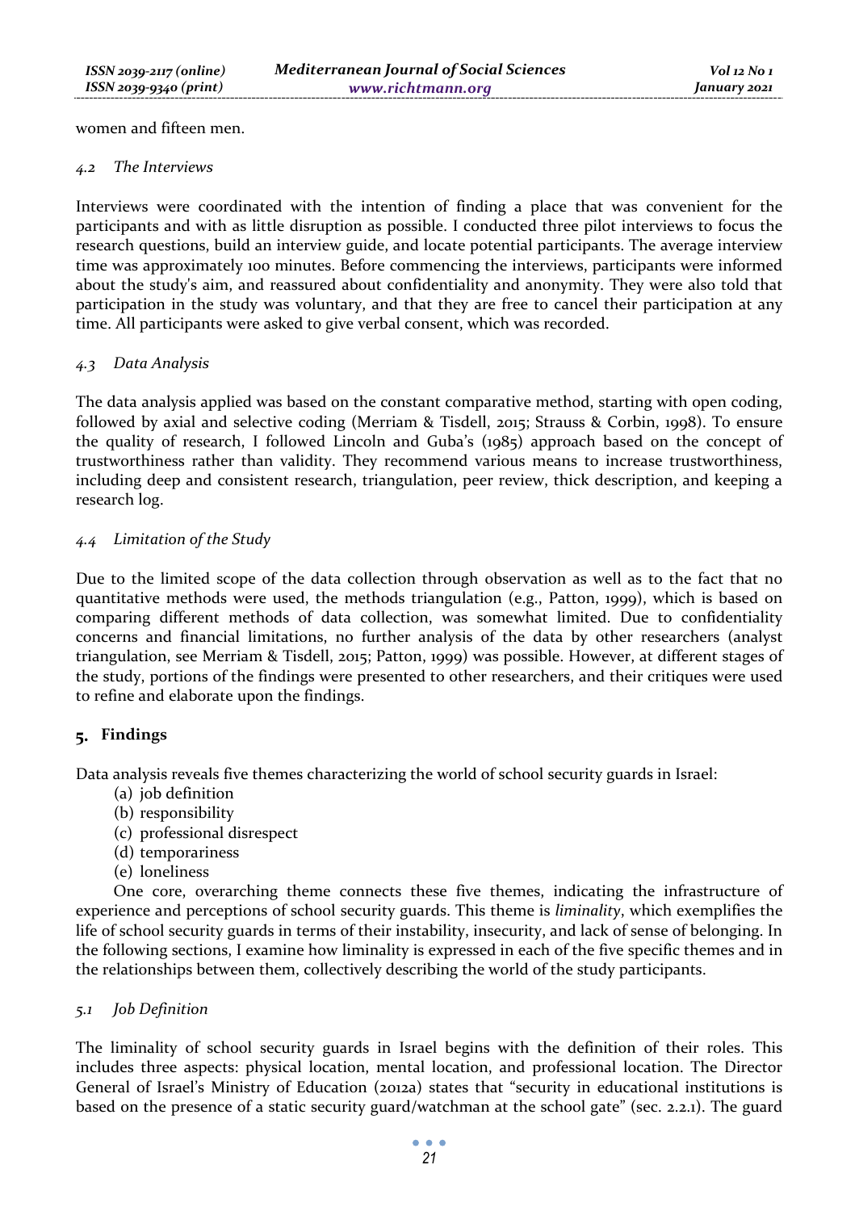women and fifteen men.

### 4.2 *The Interviews*

Interviews were coordinated with the intention of finding a place that was convenient for the participants and with as little disruption as possible. I conducted three pilot interviews to focus the research questions, build an interview guide, and locate potential participants. The average interview time was approximately 100 minutes. Before commencing the interviews, participants were informed about the study's aim, and reassured about confidentiality and anonymity. They were also told that participation in the study was voluntary, and that they are free to cancel their participation at any time. All participants were asked to give verbal consent, which was recorded.

### 4.3 *Data Analysis*

The data analysis applied was based on the constant comparative method, starting with open coding, followed by axial and selective coding (Merriam & Tisdell, 2015; Strauss & Corbin, 1998). To ensure the quality of research, I followed Lincoln and Guba's (1985) approach based on the concept of trustworthiness rather than validity. They recommend various means to increase trustworthiness, including deep and consistent research, triangulation, peer review, thick description, and keeping a research log.

### 4.4 *Limitation of the Study*

Due to the limited scope of the data collection through observation as well as to the fact that no quantitative methods were used, the methods triangulation (e.g., Patton, 1999), which is based on comparing different methods of data collection, was somewhat limited. Due to confidentiality concerns and financial limitations, no further analysis of the data by other researchers (analyst triangulation, see Merriam & Tisdell, 2015; Patton, 1999) was possible. However, at different stages of the study, portions of the findings were presented to other researchers, and their critiques were used to refine and elaborate upon the findings.

## 5. Findings

Data analysis reveals five themes characterizing the world of school security guards in Israel:

(a) job definition
(b) responsibility
(c) professional disrespect
(d) temporariness
(e) loneliness

One core, overarching theme connects these five themes, indicating the infrastructure of experience and perceptions of school security guards. This theme is *liminality*, which exemplifies the life of school security guards in terms of their instability, insecurity, and lack of sense of belonging. In the following sections, I examine how liminality is expressed in each of the five specific themes and in the relationships between them, collectively describing the world of the study participants.

### 5.1 *Job Definition*

The liminality of school security guards in Israel begins with the definition of their roles. This includes three aspects: physical location, mental location, and professional location. The Director General of Israel's Ministry of Education (2012a) states that "security in educational institutions is based on the presence of a static security guard/watchman at the school gate" (sec. 2.2.1). The guard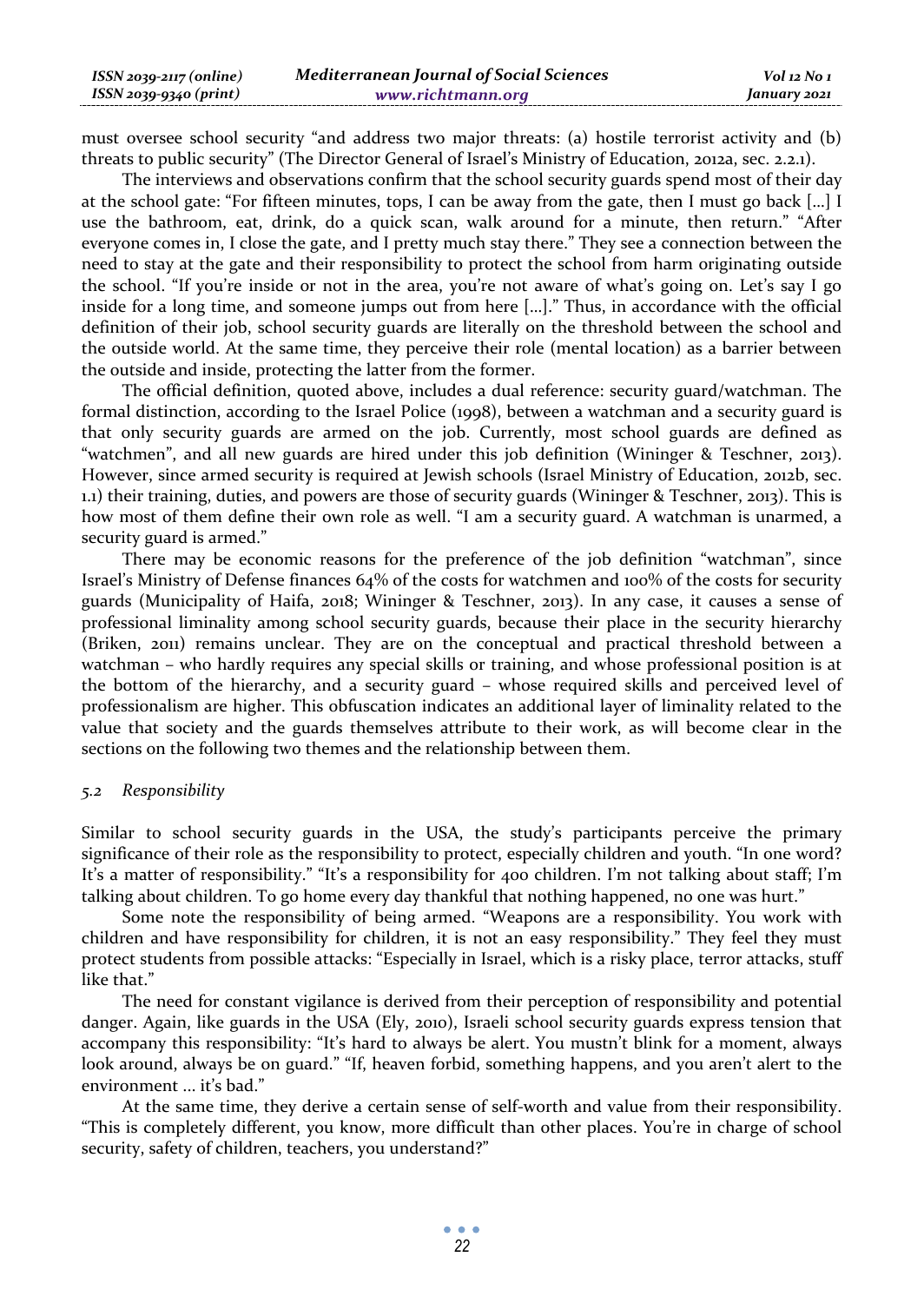must oversee school security "and address two major threats: (a) hostile terrorist activity and (b) threats to public security" (The Director General of Israel's Ministry of Education, 2012a, sec. 2.2.1).

The interviews and observations confirm that the school security guards spend most of their day at the school gate: "For fifteen minutes, tops, I can be away from the gate, then I must go back [...] I use the bathroom, eat, drink, do a quick scan, walk around for a minute, then return." "After everyone comes in, I close the gate, and I pretty much stay there." They see a connection between the need to stay at the gate and their responsibility to protect the school from harm originating outside the school. "If you're inside or not in the area, you're not aware of what's going on. Let's say I go inside for a long time, and someone jumps out from here [...]." Thus, in accordance with the official definition of their job, school security guards are literally on the threshold between the school and the outside world. At the same time, they perceive their role (mental location) as a barrier between the outside and inside, protecting the latter from the former.

The official definition, quoted above, includes a dual reference: security guard/watchman. The formal distinction, according to the Israel Police (1998), between a watchman and a security guard is that only security guards are armed on the job. Currently, most school guards are defined as "watchmen", and all new guards are hired under this job definition (Wininger & Teschner, 2013). However, since armed security is required at Jewish schools (Israel Ministry of Education, 2012b, sec. 1.1) their training, duties, and powers are those of security guards (Wininger & Teschner, 2013). This is how most of them define their own role as well. "I am a security guard. A watchman is unarmed, a security guard is armed."

There may be economic reasons for the preference of the job definition "watchman", since Israel's Ministry of Defense finances 64% of the costs for watchmen and 100% of the costs for security guards (Municipality of Haifa, 2018; Wininger & Teschner, 2013). In any case, it causes a sense of professional liminality among school security guards, because their place in the security hierarchy (Briken, 2011) remains unclear. They are on the conceptual and practical threshold between a watchman – who hardly requires any special skills or training, and whose professional position is at the bottom of the hierarchy, and a security guard – whose required skills and perceived level of professionalism are higher. This obfuscation indicates an additional layer of liminality related to the value that society and the guards themselves attribute to their work, as will become clear in the sections on the following two themes and the relationship between them.

### *5.2 Responsibility*

Similar to school security guards in the USA, the study's participants perceive the primary significance of their role as the responsibility to protect, especially children and youth. "In one word? It's a matter of responsibility." "It's a responsibility for 400 children. I'm not talking about staff; I'm talking about children. To go home every day thankful that nothing happened, no one was hurt."

Some note the responsibility of being armed. "Weapons are a responsibility. You work with children and have responsibility for children, it is not an easy responsibility." They feel they must protect students from possible attacks: "Especially in Israel, which is a risky place, terror attacks, stuff like that."

The need for constant vigilance is derived from their perception of responsibility and potential danger. Again, like guards in the USA (Ely, 2010), Israeli school security guards express tension that accompany this responsibility: "It's hard to always be alert. You mustn't blink for a moment, always look around, always be on guard." "If, heaven forbid, something happens, and you aren't alert to the environment ... it's bad."

At the same time, they derive a certain sense of self-worth and value from their responsibility. "This is completely different, you know, more difficult than other places. You're in charge of school security, safety of children, teachers, you understand?"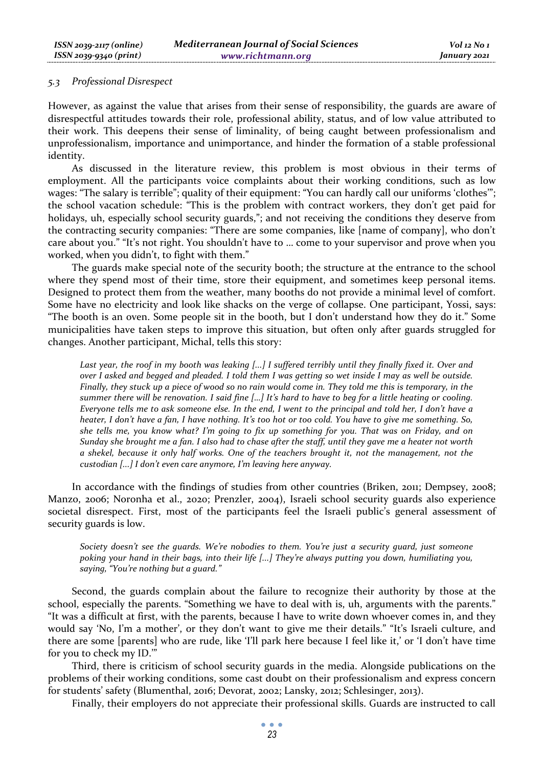### 5.3 Professional Disrespect

However, as against the value that arises from their sense of responsibility, the guards are aware of disrespectful attitudes towards their role, professional ability, status, and of low value attributed to their work. This deepens their sense of liminality, of being caught between professionalism and unprofessionalism, importance and unimportance, and hinder the formation of a stable professional identity.

As discussed in the literature review, this problem is most obvious in their terms of employment. All the participants voice complaints about their working conditions, such as low wages: "The salary is terrible"; quality of their equipment: "You can hardly call our uniforms 'clothes'"; the school vacation schedule: "This is the problem with contract workers, they don't get paid for holidays, uh, especially school security guards,"; and not receiving the conditions they deserve from the contracting security companies: "There are some companies, like [name of company], who don't care about you." "It's not right. You shouldn't have to … come to your supervisor and prove when you worked, when you didn't, to fight with them."

The guards make special note of the security booth; the structure at the entrance to the school where they spend most of their time, store their equipment, and sometimes keep personal items. Designed to protect them from the weather, many booths do not provide a minimal level of comfort. Some have no electricity and look like shacks on the verge of collapse. One participant, Yossi, says: "The booth is an oven. Some people sit in the booth, but I don't understand how they do it." Some municipalities have taken steps to improve this situation, but often only after guards struggled for changes. Another participant, Michal, tells this story:

> *Last year, the roof in my booth was leaking [...] I suffered terribly until they finally fixed it. Over and over I asked and begged and pleaded. I told them I was getting so wet inside I may as well be outside. Finally, they stuck up a piece of wood so no rain would come in. They told me this is temporary, in the summer there will be renovation. I said fine [...] It's hard to have to beg for a little heating or cooling. Everyone tells me to ask someone else. In the end, I went to the principal and told her, I don't have a heater, I don't have a fan, I have nothing. It's too hot or too cold. You have to give me something. So, she tells me, you know what? I'm going to fix up something for you. That was on Friday, and on Sunday she brought me a fan. I also had to chase after the staff, until they gave me a heater not worth a shekel, because it only half works. One of the teachers brought it, not the management, not the custodian [...] I don't even care anymore, I'm leaving here anyway.*

In accordance with the findings of studies from other countries (Briken, 2011; Dempsey, 2008; Manzo, 2006; Noronha et al., 2020; Prenzler, 2004), Israeli school security guards also experience societal disrespect. First, most of the participants feel the Israeli public's general assessment of security guards is low.

> *Society doesn't see the guards. We're nobodies to them. You're just a security guard, just someone poking your hand in their bags, into their life [...] They're always putting you down, humiliating you, saying, "You're nothing but a guard."*

Second, the guards complain about the failure to recognize their authority by those at the school, especially the parents. "Something we have to deal with is, uh, arguments with the parents." "It was a difficult at first, with the parents, because I have to write down whoever comes in, and they would say 'No, I'm a mother', or they don't want to give me their details." "It's Israeli culture, and there are some [parents] who are rude, like 'I'll park here because I feel like it,' or 'I don't have time for you to check my ID.'"

Third, there is criticism of school security guards in the media. Alongside publications on the problems of their working conditions, some cast doubt on their professionalism and express concern for students' safety (Blumenthal, 2016; Devorat, 2002; Lansky, 2012; Schlesinger, 2013).

Finally, their employers do not appreciate their professional skills. Guards are instructed to call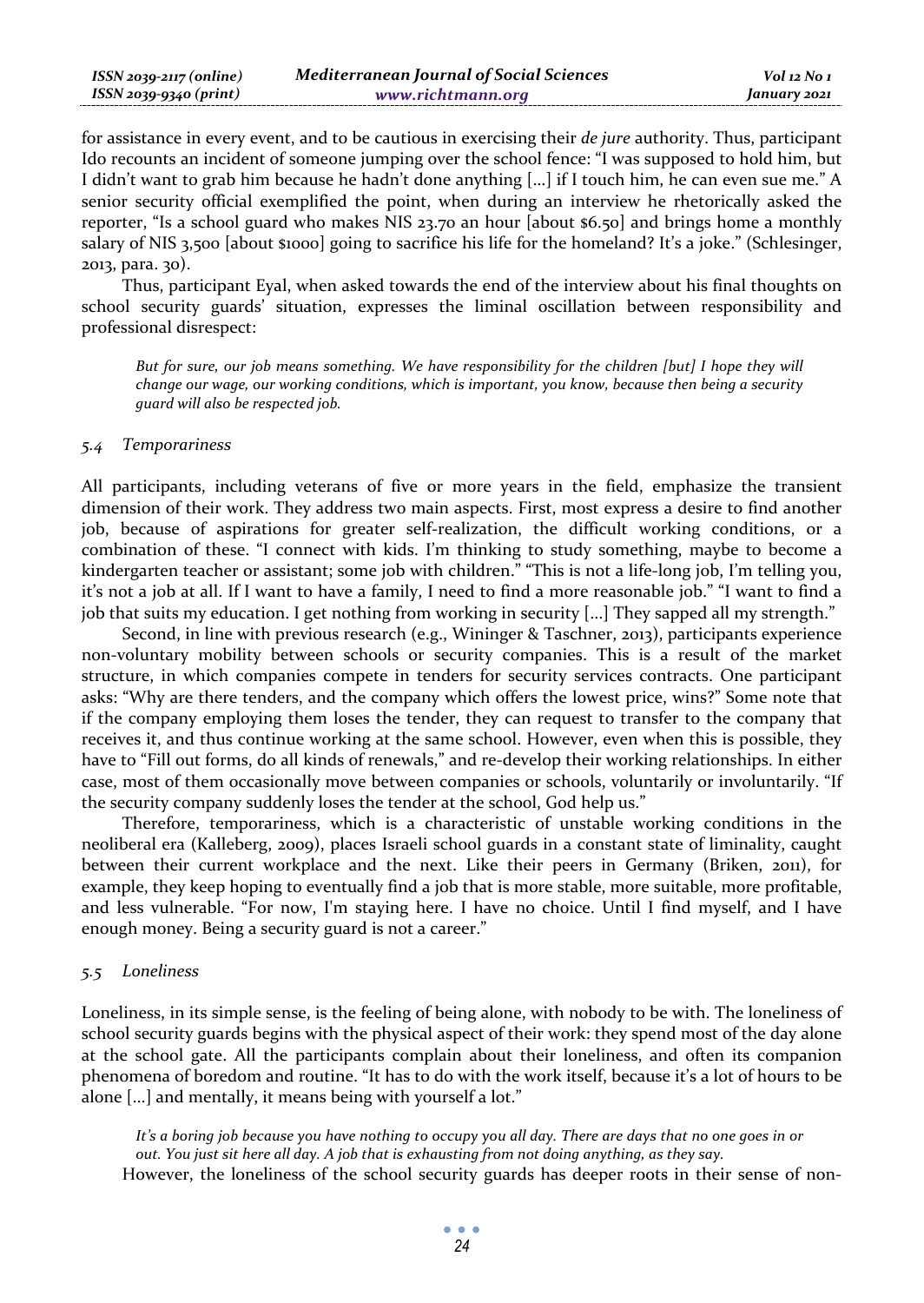for assistance in every event, and to be cautious in exercising their *de jure* authority. Thus, participant Ido recounts an incident of someone jumping over the school fence: "I was supposed to hold him, but I didn't want to grab him because he hadn't done anything [...] if I touch him, he can even sue me." A senior security official exemplified the point, when during an interview he rhetorically asked the reporter, "Is a school guard who makes NIS 23.70 an hour [about $6.50] and brings home a monthly salary of NIS 3,500 [about $1000] going to sacrifice his life for the homeland? It's a joke." (Schlesinger, 2013, para. 30).

Thus, participant Eyal, when asked towards the end of the interview about his final thoughts on school security guards' situation, expresses the liminal oscillation between responsibility and professional disrespect:

> *But for sure, our job means something. We have responsibility for the children [but] I hope they will change our wage, our working conditions, which is important, you know, because then being a security guard will also be respected job.*

### *5.4 Temporariness*

All participants, including veterans of five or more years in the field, emphasize the transient dimension of their work. They address two main aspects. First, most express a desire to find another job, because of aspirations for greater self-realization, the difficult working conditions, or a combination of these. "I connect with kids. I'm thinking to study something, maybe to become a kindergarten teacher or assistant; some job with children." "This is not a life-long job, I'm telling you, it's not a job at all. If I want to have a family, I need to find a more reasonable job." "I want to find a job that suits my education. I get nothing from working in security [...] They sapped all my strength."

Second, in line with previous research (e.g., Wininger & Taschner, 2013), participants experience non-voluntary mobility between schools or security companies. This is a result of the market structure, in which companies compete in tenders for security services contracts. One participant asks: "Why are there tenders, and the company which offers the lowest price, wins?" Some note that if the company employing them loses the tender, they can request to transfer to the company that receives it, and thus continue working at the same school. However, even when this is possible, they have to "Fill out forms, do all kinds of renewals," and re-develop their working relationships. In either case, most of them occasionally move between companies or schools, voluntarily or involuntarily. "If the security company suddenly loses the tender at the school, God help us."

Therefore, temporariness, which is a characteristic of unstable working conditions in the neoliberal era (Kalleberg, 2009), places Israeli school guards in a constant state of liminality, caught between their current workplace and the next. Like their peers in Germany (Briken, 2011), for example, they keep hoping to eventually find a job that is more stable, more suitable, more profitable, and less vulnerable. "For now, I'm staying here. I have no choice. Until I find myself, and I have enough money. Being a security guard is not a career."

### *5.5 Loneliness*

Loneliness, in its simple sense, is the feeling of being alone, with nobody to be with. The loneliness of school security guards begins with the physical aspect of their work: they spend most of the day alone at the school gate. All the participants complain about their loneliness, and often its companion phenomena of boredom and routine. "It has to do with the work itself, because it's a lot of hours to be alone [...] and mentally, it means being with yourself a lot."

> *It's a boring job because you have nothing to occupy you all day. There are days that no one goes in or out. You just sit here all day. A job that is exhausting from not doing anything, as they say.*

However, the loneliness of the school security guards has deeper roots in their sense of non-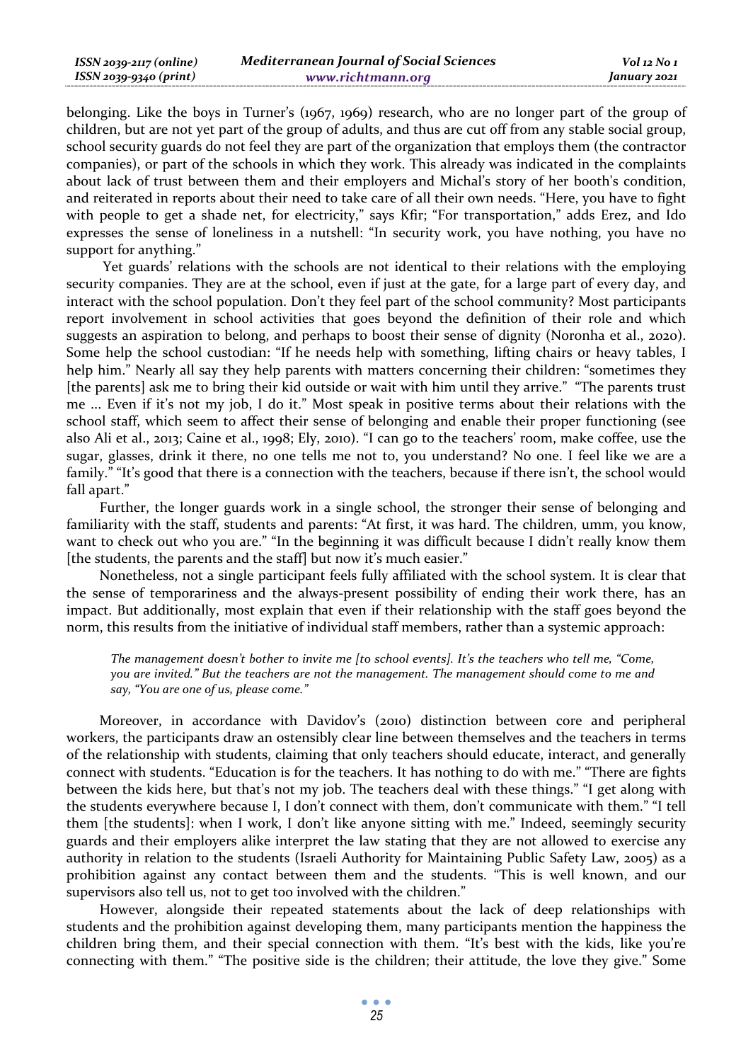belonging. Like the boys in Turner's (1967, 1969) research, who are no longer part of the group of children, but are not yet part of the group of adults, and thus are cut off from any stable social group, school security guards do not feel they are part of the organization that employs them (the contractor companies), or part of the schools in which they work. This already was indicated in the complaints about lack of trust between them and their employers and Michal's story of her booth's condition, and reiterated in reports about their need to take care of all their own needs. "Here, you have to fight with people to get a shade net, for electricity," says Kfir; "For transportation," adds Erez, and Ido expresses the sense of loneliness in a nutshell: "In security work, you have nothing, you have no support for anything."

Yet guards' relations with the schools are not identical to their relations with the employing security companies. They are at the school, even if just at the gate, for a large part of every day, and interact with the school population. Don't they feel part of the school community? Most participants report involvement in school activities that goes beyond the definition of their role and which suggests an aspiration to belong, and perhaps to boost their sense of dignity (Noronha et al., 2020). Some help the school custodian: "If he needs help with something, lifting chairs or heavy tables, I help him." Nearly all say they help parents with matters concerning their children: "sometimes they [the parents] ask me to bring their kid outside or wait with him until they arrive." "The parents trust me ... Even if it's not my job, I do it." Most speak in positive terms about their relations with the school staff, which seem to affect their sense of belonging and enable their proper functioning (see also Ali et al., 2013; Caine et al., 1998; Ely, 2010). "I can go to the teachers' room, make coffee, use the sugar, glasses, drink it there, no one tells me not to, you understand? No one. I feel like we are a family." "It's good that there is a connection with the teachers, because if there isn't, the school would fall apart."

Further, the longer guards work in a single school, the stronger their sense of belonging and familiarity with the staff, students and parents: "At first, it was hard. The children, umm, you know, want to check out who you are." "In the beginning it was difficult because I didn't really know them [the students, the parents and the staff] but now it's much easier."

Nonetheless, not a single participant feels fully affiliated with the school system. It is clear that the sense of temporariness and the always-present possibility of ending their work there, has an impact. But additionally, most explain that even if their relationship with the staff goes beyond the norm, this results from the initiative of individual staff members, rather than a systemic approach:

> *The management doesn't bother to invite me [to school events]. It's the teachers who tell me, "Come, you are invited." But the teachers are not the management. The management should come to me and say, "You are one of us, please come."*

Moreover, in accordance with Davidov's (2010) distinction between core and peripheral workers, the participants draw an ostensibly clear line between themselves and the teachers in terms of the relationship with students, claiming that only teachers should educate, interact, and generally connect with students. "Education is for the teachers. It has nothing to do with me." "There are fights between the kids here, but that's not my job. The teachers deal with these things." "I get along with the students everywhere because I, I don't connect with them, don't communicate with them." "I tell them [the students]: when I work, I don't like anyone sitting with me." Indeed, seemingly security guards and their employers alike interpret the law stating that they are not allowed to exercise any authority in relation to the students (Israeli Authority for Maintaining Public Safety Law, 2005) as a prohibition against any contact between them and the students. "This is well known, and our supervisors also tell us, not to get too involved with the children."

However, alongside their repeated statements about the lack of deep relationships with students and the prohibition against developing them, many participants mention the happiness the children bring them, and their special connection with them. "It's best with the kids, like you're connecting with them." "The positive side is the children; their attitude, the love they give." Some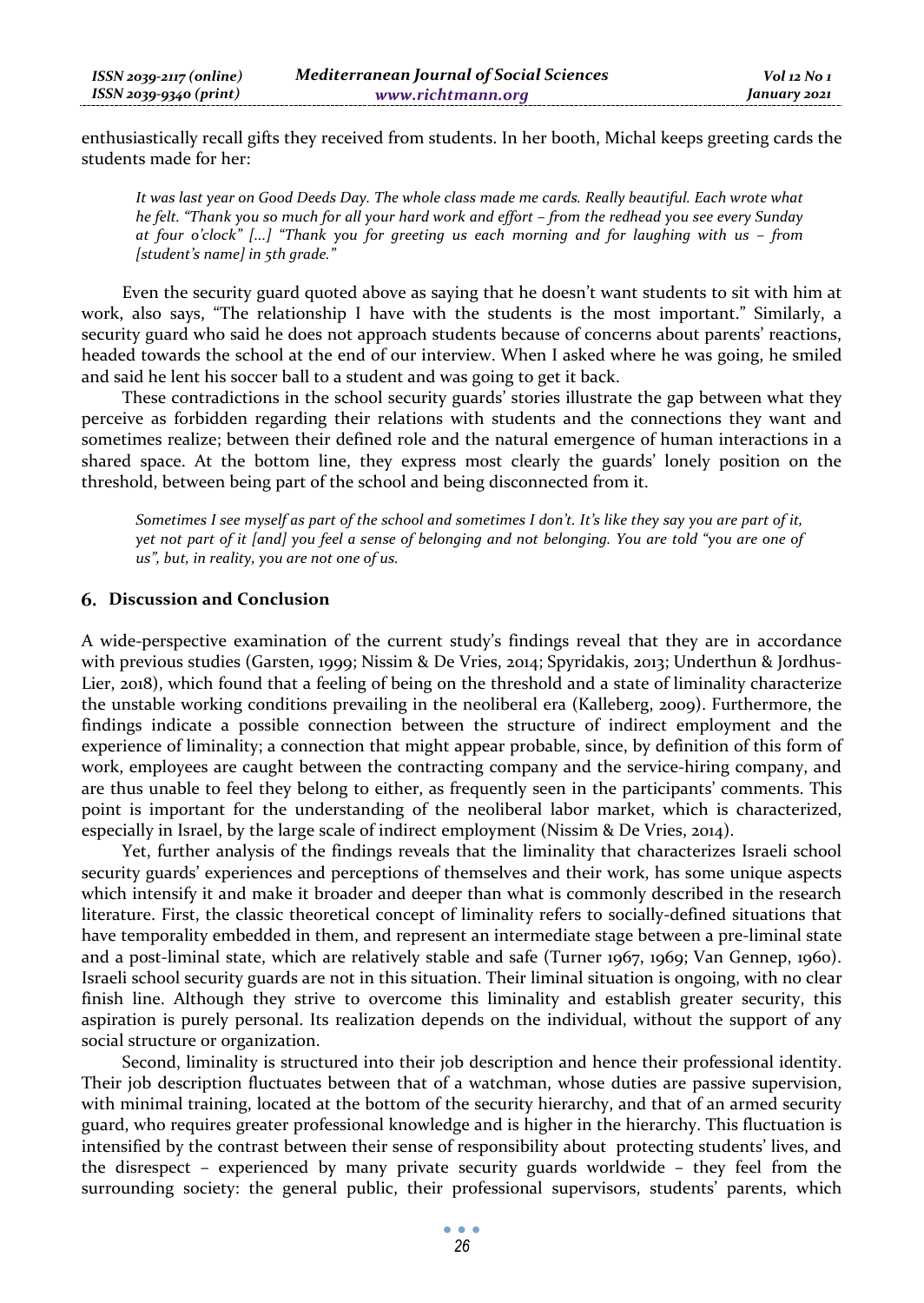enthusiastically recall gifts they received from students. In her booth, Michal keeps greeting cards the students made for her:

> *It was last year on Good Deeds Day. The whole class made me cards. Really beautiful. Each wrote what he felt. "Thank you so much for all your hard work and effort – from the redhead you see every Sunday at four o'clock" [...] "Thank you for greeting us each morning and for laughing with us – from [student's name] in 5th grade."*

Even the security guard quoted above as saying that he doesn't want students to sit with him at work, also says, "The relationship I have with the students is the most important." Similarly, a security guard who said he does not approach students because of concerns about parents' reactions, headed towards the school at the end of our interview. When I asked where he was going, he smiled and said he lent his soccer ball to a student and was going to get it back.

These contradictions in the school security guards' stories illustrate the gap between what they perceive as forbidden regarding their relations with students and the connections they want and sometimes realize; between their defined role and the natural emergence of human interactions in a shared space. At the bottom line, they express most clearly the guards' lonely position on the threshold, between being part of the school and being disconnected from it.

> *Sometimes I see myself as part of the school and sometimes I don't. It's like they say you are part of it, yet not part of it [and] you feel a sense of belonging and not belonging. You are told "you are one of us", but, in reality, you are not one of us.*

## 6. Discussion and Conclusion

A wide-perspective examination of the current study's findings reveal that they are in accordance with previous studies (Garsten, 1999; Nissim & De Vries, 2014; Spyridakis, 2013; Underthun & Jordhus-Lier, 2018), which found that a feeling of being on the threshold and a state of liminality characterize the unstable working conditions prevailing in the neoliberal era (Kalleberg, 2009). Furthermore, the findings indicate a possible connection between the structure of indirect employment and the experience of liminality; a connection that might appear probable, since, by definition of this form of work, employees are caught between the contracting company and the service-hiring company, and are thus unable to feel they belong to either, as frequently seen in the participants' comments. This point is important for the understanding of the neoliberal labor market, which is characterized, especially in Israel, by the large scale of indirect employment (Nissim & De Vries, 2014).

Yet, further analysis of the findings reveals that the liminality that characterizes Israeli school security guards' experiences and perceptions of themselves and their work, has some unique aspects which intensify it and make it broader and deeper than what is commonly described in the research literature. First, the classic theoretical concept of liminality refers to socially-defined situations that have temporality embedded in them, and represent an intermediate stage between a pre-liminal state and a post-liminal state, which are relatively stable and safe (Turner 1967, 1969; Van Gennep, 1960). Israeli school security guards are not in this situation. Their liminal situation is ongoing, with no clear finish line. Although they strive to overcome this liminality and establish greater security, this aspiration is purely personal. Its realization depends on the individual, without the support of any social structure or organization.

Second, liminality is structured into their job description and hence their professional identity. Their job description fluctuates between that of a watchman, whose duties are passive supervision, with minimal training, located at the bottom of the security hierarchy, and that of an armed security guard, who requires greater professional knowledge and is higher in the hierarchy. This fluctuation is intensified by the contrast between their sense of responsibility about protecting students' lives, and the disrespect – experienced by many private security guards worldwide – they feel from the surrounding society: the general public, their professional supervisors, students' parents, which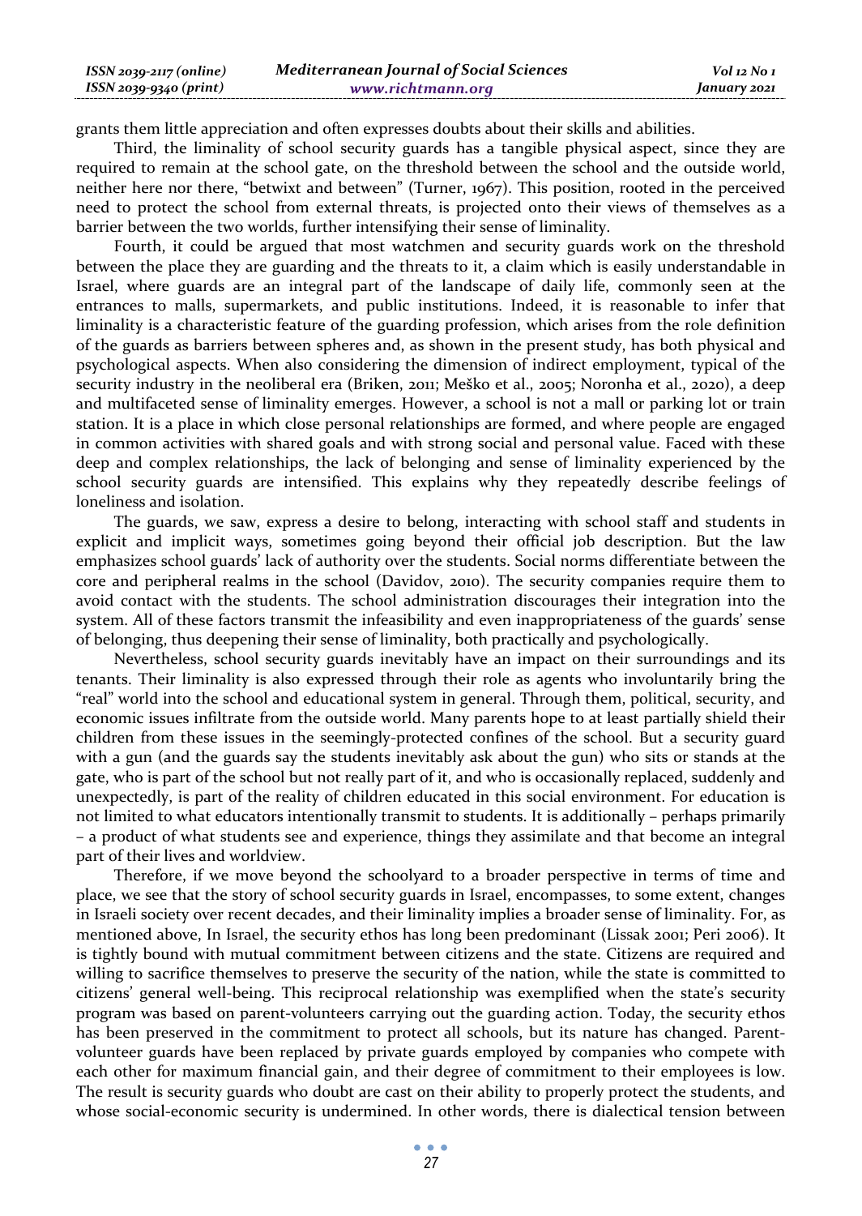grants them little appreciation and often expresses doubts about their skills and abilities.

Third, the liminality of school security guards has a tangible physical aspect, since they are required to remain at the school gate, on the threshold between the school and the outside world, neither here nor there, "betwixt and between" (Turner, 1967). This position, rooted in the perceived need to protect the school from external threats, is projected onto their views of themselves as a barrier between the two worlds, further intensifying their sense of liminality.

Fourth, it could be argued that most watchmen and security guards work on the threshold between the place they are guarding and the threats to it, a claim which is easily understandable in Israel, where guards are an integral part of the landscape of daily life, commonly seen at the entrances to malls, supermarkets, and public institutions. Indeed, it is reasonable to infer that liminality is a characteristic feature of the guarding profession, which arises from the role definition of the guards as barriers between spheres and, as shown in the present study, has both physical and psychological aspects. When also considering the dimension of indirect employment, typical of the security industry in the neoliberal era (Briken, 2011; Meško et al., 2005; Noronha et al., 2020), a deep and multifaceted sense of liminality emerges. However, a school is not a mall or parking lot or train station. It is a place in which close personal relationships are formed, and where people are engaged in common activities with shared goals and with strong social and personal value. Faced with these deep and complex relationships, the lack of belonging and sense of liminality experienced by the school security guards are intensified. This explains why they repeatedly describe feelings of loneliness and isolation.

The guards, we saw, express a desire to belong, interacting with school staff and students in explicit and implicit ways, sometimes going beyond their official job description. But the law emphasizes school guards' lack of authority over the students. Social norms differentiate between the core and peripheral realms in the school (Davidov, 2010). The security companies require them to avoid contact with the students. The school administration discourages their integration into the system. All of these factors transmit the infeasibility and even inappropriateness of the guards' sense of belonging, thus deepening their sense of liminality, both practically and psychologically.

Nevertheless, school security guards inevitably have an impact on their surroundings and its tenants. Their liminality is also expressed through their role as agents who involuntarily bring the "real" world into the school and educational system in general. Through them, political, security, and economic issues infiltrate from the outside world. Many parents hope to at least partially shield their children from these issues in the seemingly-protected confines of the school. But a security guard with a gun (and the guards say the students inevitably ask about the gun) who sits or stands at the gate, who is part of the school but not really part of it, and who is occasionally replaced, suddenly and unexpectedly, is part of the reality of children educated in this social environment. For education is not limited to what educators intentionally transmit to students. It is additionally – perhaps primarily – a product of what students see and experience, things they assimilate and that become an integral part of their lives and worldview.

Therefore, if we move beyond the schoolyard to a broader perspective in terms of time and place, we see that the story of school security guards in Israel, encompasses, to some extent, changes in Israeli society over recent decades, and their liminality implies a broader sense of liminality. For, as mentioned above, In Israel, the security ethos has long been predominant (Lissak 2001; Peri 2006). It is tightly bound with mutual commitment between citizens and the state. Citizens are required and willing to sacrifice themselves to preserve the security of the nation, while the state is committed to citizens' general well-being. This reciprocal relationship was exemplified when the state's security program was based on parent-volunteers carrying out the guarding action. Today, the security ethos has been preserved in the commitment to protect all schools, but its nature has changed. Parent-volunteer guards have been replaced by private guards employed by companies who compete with each other for maximum financial gain, and their degree of commitment to their employees is low. The result is security guards who doubt are cast on their ability to properly protect the students, and whose social-economic security is undermined. In other words, there is dialectical tension between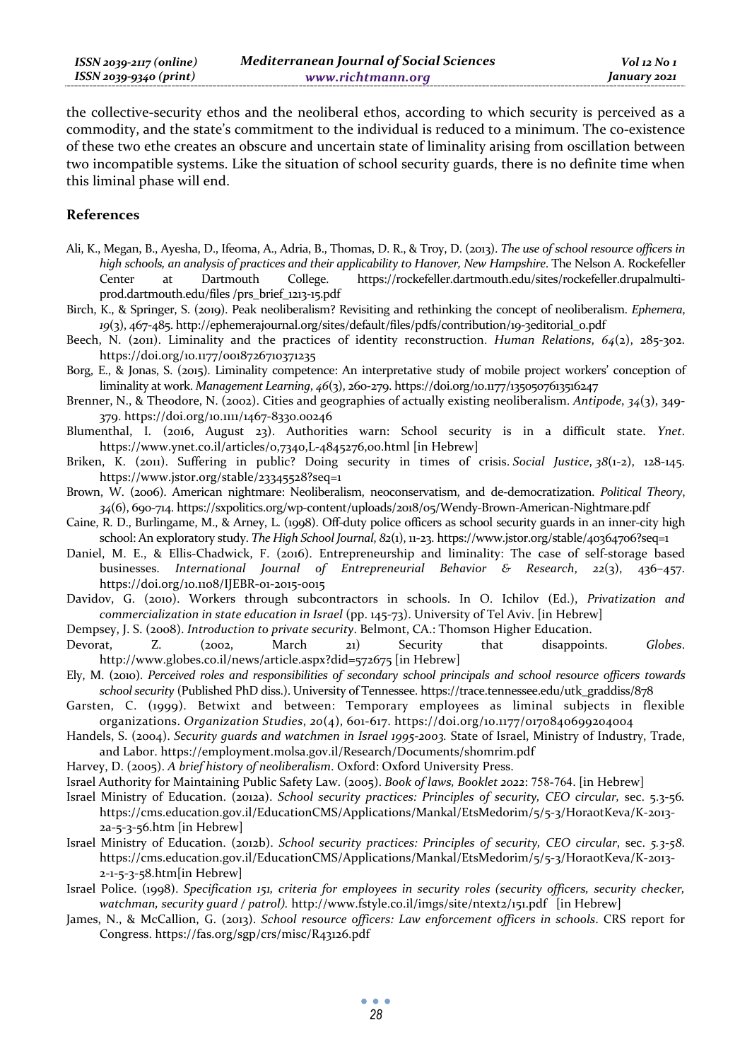the collective-security ethos and the neoliberal ethos, according to which security is perceived as a commodity, and the state's commitment to the individual is reduced to a minimum. The co-existence of these two ethe creates an obscure and uncertain state of liminality arising from oscillation between two incompatible systems. Like the situation of school security guards, there is no definite time when this liminal phase will end.

## References

Ali, K., Megan, B., Ayesha, D., Ifeoma, A., Adria, B., Thomas, D. R., & Troy, D. (2013). *The use of school resource officers in high schools, an analysis of practices and their applicability to Hanover, New Hampshire*. The Nelson A. Rockefeller Center at Dartmouth College. https://rockefeller.dartmouth.edu/sites/rockefeller.drupalmulti-prod.dartmouth.edu/files /prs_brief_1213-15.pdf

Birch, K., & Springer, S. (2019). Peak neoliberalism? Revisiting and rethinking the concept of neoliberalism. *Ephemera*, *19*(3), 467-485. http://ephemerajournal.org/sites/default/files/pdfs/contribution/19-3editorial_0.pdf

Beech, N. (2011). Liminality and the practices of identity reconstruction. *Human Relations*, *64*(2), 285-302. https://doi.org/10.1177/0018726710371235

Borg, E., & Jonas, S. (2015). Liminality competence: An interpretative study of mobile project workers' conception of liminality at work. *Management Learning*, *46*(3), 260-279. https://doi.org/10.1177/1350507613516247

Brenner, N., & Theodore, N. (2002). Cities and geographies of actually existing neoliberalism. *Antipode*, *34*(3), 349-379. https://doi.org/10.1111/1467-8330.00246

Blumenthal, I. (2016, August 23). Authorities warn: School security is in a difficult state. *Ynet*. https://www.ynet.co.il/articles/0,7340,L-4845276,00.html [in Hebrew]

Briken, K. (2011). Suffering in public? Doing security in times of crisis. *Social Justice*, *38*(1-2), 128-145. https://www.jstor.org/stable/23345528?seq=1

Brown, W. (2006). American nightmare: Neoliberalism, neoconservatism, and de-democratization. *Political Theory*, *34*(6), 690-714. https://sxpolitics.org/wp-content/uploads/2018/05/Wendy-Brown-American-Nightmare.pdf

Caine, R. D., Burlingame, M., & Arney, L. (1998). Off-duty police officers as school security guards in an inner-city high school: An exploratory study. *The High School Journal*, *82*(1), 11-23. https://www.jstor.org/stable/40364706?seq=1

Daniel, M. E., & Ellis-Chadwick, F. (2016). Entrepreneurship and liminality: The case of self-storage based businesses. *International Journal of Entrepreneurial Behavior & Research*, *22*(3), 436–457. https://doi.org/10.1108/IJEBR-01-2015-0015

Davidov, G. (2010). Workers through subcontractors in schools. In O. Ichilov (Ed.), *Privatization and commercialization in state education in Israel* (pp. 145-73). University of Tel Aviv. [in Hebrew]

Dempsey, J. S. (2008). *Introduction to private security*. Belmont, CA.: Thomson Higher Education.

Devorat, Z. (2002, March 21) Security that disappoints. *Globes*. http://www.globes.co.il/news/article.aspx?did=572675 [in Hebrew]

Ely, M. (2010). *Perceived roles and responsibilities of secondary school principals and school resource officers towards school security* (Published PhD diss.). University of Tennessee. https://trace.tennessee.edu/utk_graddiss/878

Garsten, C. (1999). Betwixt and between: Temporary employees as liminal subjects in flexible organizations. *Organization Studies*, *20*(4), 601-617. https://doi.org/10.1177/0170840699204004

Handels, S. (2004). *Security guards and watchmen in Israel 1995-2003.* State of Israel, Ministry of Industry, Trade, and Labor. https://employment.molsa.gov.il/Research/Documents/shomrim.pdf

Harvey, D. (2005). *A brief history of neoliberalism*. Oxford: Oxford University Press.

Israel Authority for Maintaining Public Safety Law. (2005). *Book of laws, Booklet 2022*: 758-764. [in Hebrew]

Israel Ministry of Education. (2012a). *School security practices: Principles of security, CEO circular,* sec. 5.3-56. https://cms.education.gov.il/EducationCMS/Applications/Mankal/EtsMedorim/5/5-3/HoraotKeva/K-2013-2a-5-3-56.htm [in Hebrew]

Israel Ministry of Education. (2012b). *School security practices: Principles of security, CEO circular*, sec. *5.3-58*. https://cms.education.gov.il/EducationCMS/Applications/Mankal/EtsMedorim/5/5-3/HoraotKeva/K-2013-2-1-5-3-58.htm[in Hebrew]

Israel Police. (1998). *Specification 151, criteria for employees in security roles (security officers, security checker, watchman, security guard / patrol).* http://www.fstyle.co.il/imgs/site/ntext2/151.pdf [in Hebrew]

James, N., & McCallion, G. (2013). *School resource officers: Law enforcement officers in schools*. CRS report for Congress. https://fas.org/sgp/crs/misc/R43126.pdf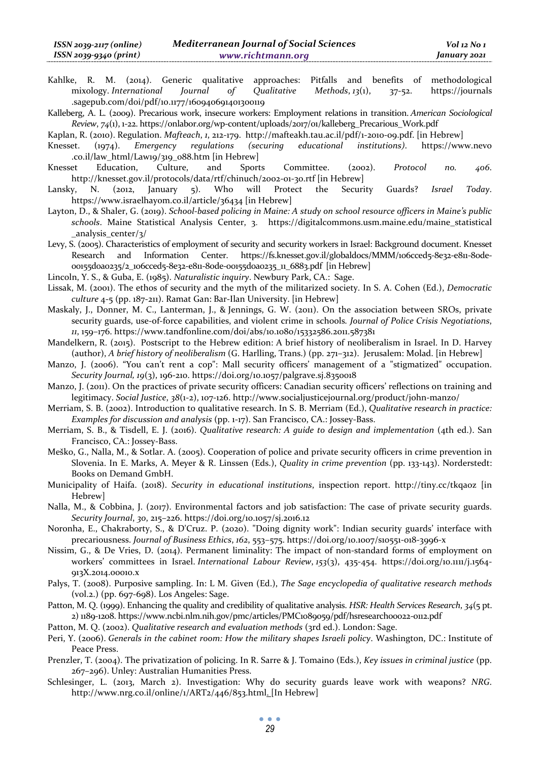Kahlke, R. M. (2014). Generic qualitative approaches: Pitfalls and benefits of methodological mixology. *International Journal of Qualitative Methods*, *13*(1), 37-52. https://journals.sagepub.com/doi/pdf/10.1177/160940691401300119

Kalleberg, A. L. (2009). Precarious work, insecure workers: Employment relations in transition. *American Sociological Review*, *74*(1), 1-22. https://onlabor.org/wp-content/uploads/2017/01/kalleberg_Precarious_Work.pdf

Kaplan, R. (2010). Regulation. *Mafteach*, *1*, 212-179. http://mafteakh.tau.ac.il/pdf/1-2010-09.pdf. [in Hebrew]

Knesset. (1974). *Emergency regulations (securing educational institutions)*. https://www.nevo.co.il/law_html/Law19/319_088.htm [in Hebrew]

Knesset Education, Culture, and Sports Committee. (2002). *Protocol no. 406*. http://knesset.gov.il/protocols/data/rtf/chinuch/2002-01-30.rtf [in Hebrew]

Lansky, N. (2012, January 5). Who will Protect the Security Guards? *Israel Today*. https://www.israelhayom.co.il/article/36434 [in Hebrew]

Layton, D., & Shaler, G. (2019). *School-based policing in Maine: A study on school resource officers in Maine's public schools*. Maine Statistical Analysis Center, 3. https://digitalcommons.usm.maine.edu/maine_statistical_analysis_center/3/

Levy, S. (2005). Characteristics of employment of security and security workers in Israel: Background document. Knesset Research and Information Center. https://fs.knesset.gov.il/globaldocs/MMM/106cced5-8e32-e811-80de-00155d0a0235/2_106cced5-8e32-e811-80de-00155d0a0235_11_6883.pdf [in Hebrew]

Lincoln, Y. S., & Guba, E. (1985). *Naturalistic inquiry*. Newbury Park, CA.: Sage.

Lissak, M. (2001). The ethos of security and the myth of the militarized society. In S. A. Cohen (Ed.), *Democratic culture* 4-5 (pp. 187-211). Ramat Gan: Bar-Ilan University. [in Hebrew]

Maskaly, J., Donner, M. C., Lanterman, J., & Jennings, G. W. (2011). On the association between SROs, private security guards, use-of-force capabilities, and violent crime in schools. *Journal of Police Crisis Negotiations*, *11*, 159–176. https://www.tandfonline.com/doi/abs/10.1080/15332586.2011.587381

Mandelkern, R. (2015). Postscript to the Hebrew edition: A brief history of neoliberalism in Israel. In D. Harvey (author), *A brief history of neoliberalism* (G. Harlling, Trans.) (pp. 271–312). Jerusalem: Molad. [in Hebrew]

Manzo, J. (2006). "You can't rent a cop": Mall security officers' management of a "stigmatized" occupation. *Security Journal, 19*(3), 196-210. https://doi.org/10.1057/palgrave.sj.8350018

Manzo, J. (2011). On the practices of private security officers: Canadian security officers' reflections on training and legitimacy. *Social Justice*, *38*(1-2), 107-126. http://www.socialjusticejournal.org/product/john-manzo/

Merriam, S. B. (2002). Introduction to qualitative research. In S. B. Merriam (Ed.), *Qualitative research in practice: Examples for discussion and analysis* (pp. 1-17). San Francisco, CA.: Jossey-Bass.

Merriam, S. B., & Tisdell, E. J. (2016). *Qualitative research: A guide to design and implementation* (4th ed.). San Francisco, CA.: Jossey-Bass.

Meško, G., Nalla, M., & Sotlar. A. (2005). Cooperation of police and private security officers in crime prevention in Slovenia. In E. Marks, A. Meyer & R. Linssen (Eds.), *Quality in crime prevention* (pp. 133-143). Norderstedt: Books on Demand GmbH.

Municipality of Haifa. (2018). *Security in educational institutions*, inspection report. http://tiny.cc/tkqaoz [in Hebrew]

Nalla, M., & Cobbina, J. (2017). Environmental factors and job satisfaction: The case of private security guards. *Security Journal*, *30*, 215–226. https://doi.org/10.1057/sj.2016.12

Noronha, E., Chakraborty, S., & D'Cruz. P. (2020). "Doing dignity work": Indian security guards' interface with precariousness. *Journal of Business Ethics*, *162*, 553–575. https://doi.org/10.1007/s10551-018-3996-x

Nissim, G., & De Vries, D. (2014). Permanent liminality: The impact of non-standard forms of employment on workers' committees in Israel. *International Labour Review*, *153*(3), 435-454. https://doi.org/10.1111/j.1564-913X.2014.00010.x

Palys, T. (2008). Purposive sampling. In: L M. Given (Ed.), *The Sage encyclopedia of qualitative research methods* (vol.2.) (pp. 697-698). Los Angeles: Sage.

Patton, M. Q. (1999). Enhancing the quality and credibility of qualitative analysis. *HSR: Health Services Research*, *34*(5 pt. 2) 1189-1208. https://www.ncbi.nlm.nih.gov/pmc/articles/PMC1089059/pdf/hsresearch00022-0112.pdf

Patton, M. Q. (2002). *Qualitative research and evaluation methods* (3rd ed.). London: Sage.

Peri, Y. (2006). *Generals in the cabinet room: How the military shapes Israeli policy*. Washington, DC.: Institute of Peace Press.

Prenzler, T. (2004). The privatization of policing. In R. Sarre & J. Tomaino (Eds.), *Key issues in criminal justice* (pp. 267–296). Unley: Australian Humanities Press.

Schlesinger, L. (2013, March 2). Investigation: Why do security guards leave work with weapons? *NRG*. http://www.nrg.co.il/online/1/ART2/446/853.html. [In Hebrew]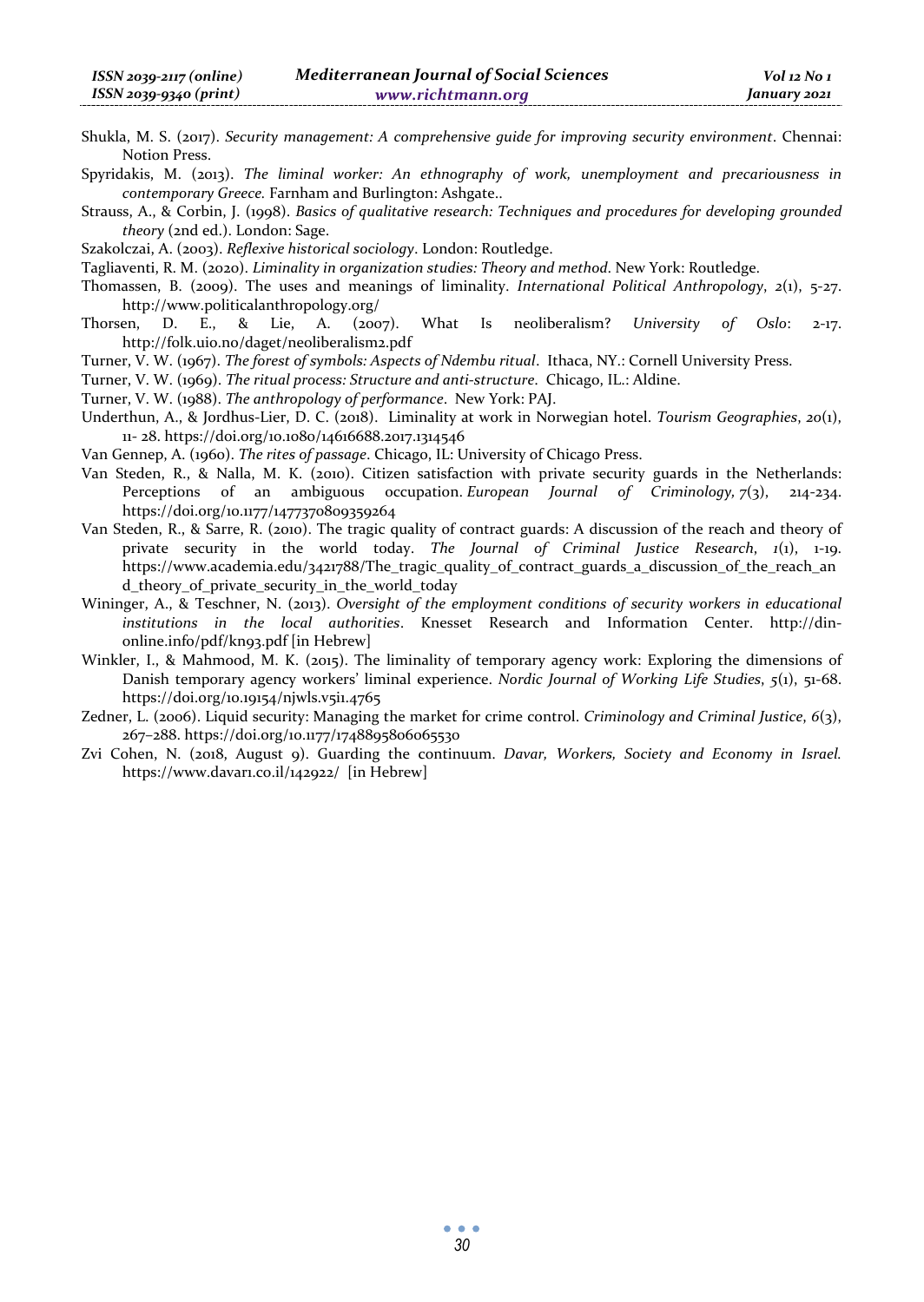Shukla, M. S. (2017). *Security management: A comprehensive guide for improving security environment*. Chennai: Notion Press.

Spyridakis, M. (2013). *The liminal worker: An ethnography of work, unemployment and precariousness in contemporary Greece.* Farnham and Burlington: Ashgate..

Strauss, A., & Corbin, J. (1998). *Basics of qualitative research: Techniques and procedures for developing grounded theory* (2nd ed.). London: Sage.

Szakolczai, A. (2003). *Reflexive historical sociology*. London: Routledge.

Tagliaventi, R. M. (2020). *Liminality in organization studies: Theory and method*. New York: Routledge.

Thomassen, B. (2009). The uses and meanings of liminality. *International Political Anthropology*, *2*(1), 5-27. http://www.politicalanthropology.org/

Thorsen, D. E., & Lie, A. (2007). What Is neoliberalism? *University of Oslo*: 2-17. http://folk.uio.no/daget/neoliberalism2.pdf

Turner, V. W. (1967). *The forest of symbols: Aspects of Ndembu ritual*. Ithaca, NY.: Cornell University Press.

Turner, V. W. (1969). *The ritual process: Structure and anti-structure*. Chicago, IL.: Aldine.

Turner, V. W. (1988). *The anthropology of performance*. New York: PAJ.

Underthun, A., & Jordhus-Lier, D. C. (2018). Liminality at work in Norwegian hotel. *Tourism Geographies*, *20*(1), 11- 28. https://doi.org/10.1080/14616688.2017.1314546

Van Gennep, A. (1960). *The rites of passage*. Chicago, IL: University of Chicago Press.

Van Steden, R., & Nalla, M. K. (2010). Citizen satisfaction with private security guards in the Netherlands: Perceptions of an ambiguous occupation. *European Journal of Criminology*, *7*(3), 214-234. https://doi.org/10.1177/1477370809359264

Van Steden, R., & Sarre, R. (2010). The tragic quality of contract guards: A discussion of the reach and theory of private security in the world today. *The Journal of Criminal Justice Research*, *1*(1), 1-19. https://www.academia.edu/3421788/The_tragic_quality_of_contract_guards_a_discussion_of_the_reach_and_theory_of_private_security_in_the_world_today

Wininger, A., & Teschner, N. (2013). *Oversight of the employment conditions of security workers in educational institutions in the local authorities*. Knesset Research and Information Center. http://din-online.info/pdf/kn93.pdf [in Hebrew]

Winkler, I., & Mahmood, M. K. (2015). The liminality of temporary agency work: Exploring the dimensions of Danish temporary agency workers' liminal experience. *Nordic Journal of Working Life Studies*, *5*(1), 51-68. https://doi.org/10.19154/njwls.v5i1.4765

Zedner, L. (2006). Liquid security: Managing the market for crime control. *Criminology and Criminal Justice*, *6*(3), 267–288. https://doi.org/10.1177/1748895806065530

Zvi Cohen, N. (2018, August 9). Guarding the continuum. *Davar, Workers, Society and Economy in Israel.* https://www.davar1.co.il/142922/ [in Hebrew]